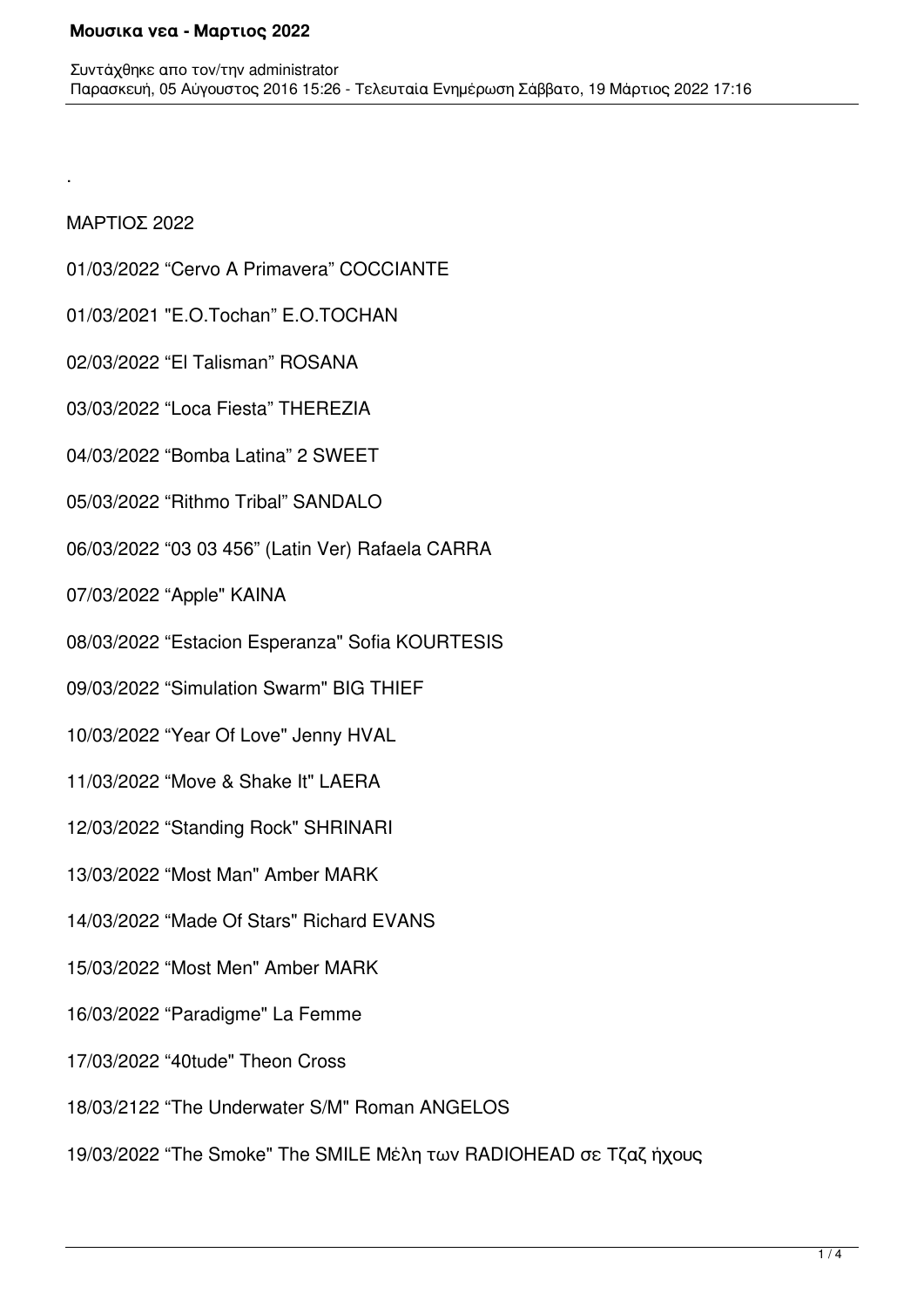.

ΜΑΡΤΙΟΣ 2022

01/03/2022 “Cervo A Primavera” COCCIANTE

01/03/2021 "E.O.Tochan” E.O.TOCHAN

02/03/2022 “El Talisman” ROSANA

03/03/2022 “Loca Fiesta” THEREZIA

04/03/2022 “Bomba Latina” 2 SWEET

05/03/2022 “Rithmo Tribal” SANDALO

06/03/2022 “03 03 456” (Latin Ver) Rafaela CARRA

07/03/2022 “Apple" KAINA

08/03/2022 “Estacion Esperanza" Sofia KOURTESIS

09/03/2022 “Simulation Swarm" BIG THIEF

10/03/2022 “Year Of Love" Jenny HVAL

11/03/2022 “Move & Shake It" LAERA

12/03/2022 “Standing Rock" SHRINARI

13/03/2022 “Most Man" Amber MARK

14/03/2022 “Made Of Stars" Richard EVANS

15/03/2022 “Most Men" Amber MARK

16/03/2022 “Paradigme" La Femme

17/03/2022 “40tude" Theon Cross

18/03/2122 “The Underwater S/M" Roman ANGELOS

19/03/2022 “The Smoke" The SMILE Μέλη των RADIOHEAD σε Τζαζ ήχους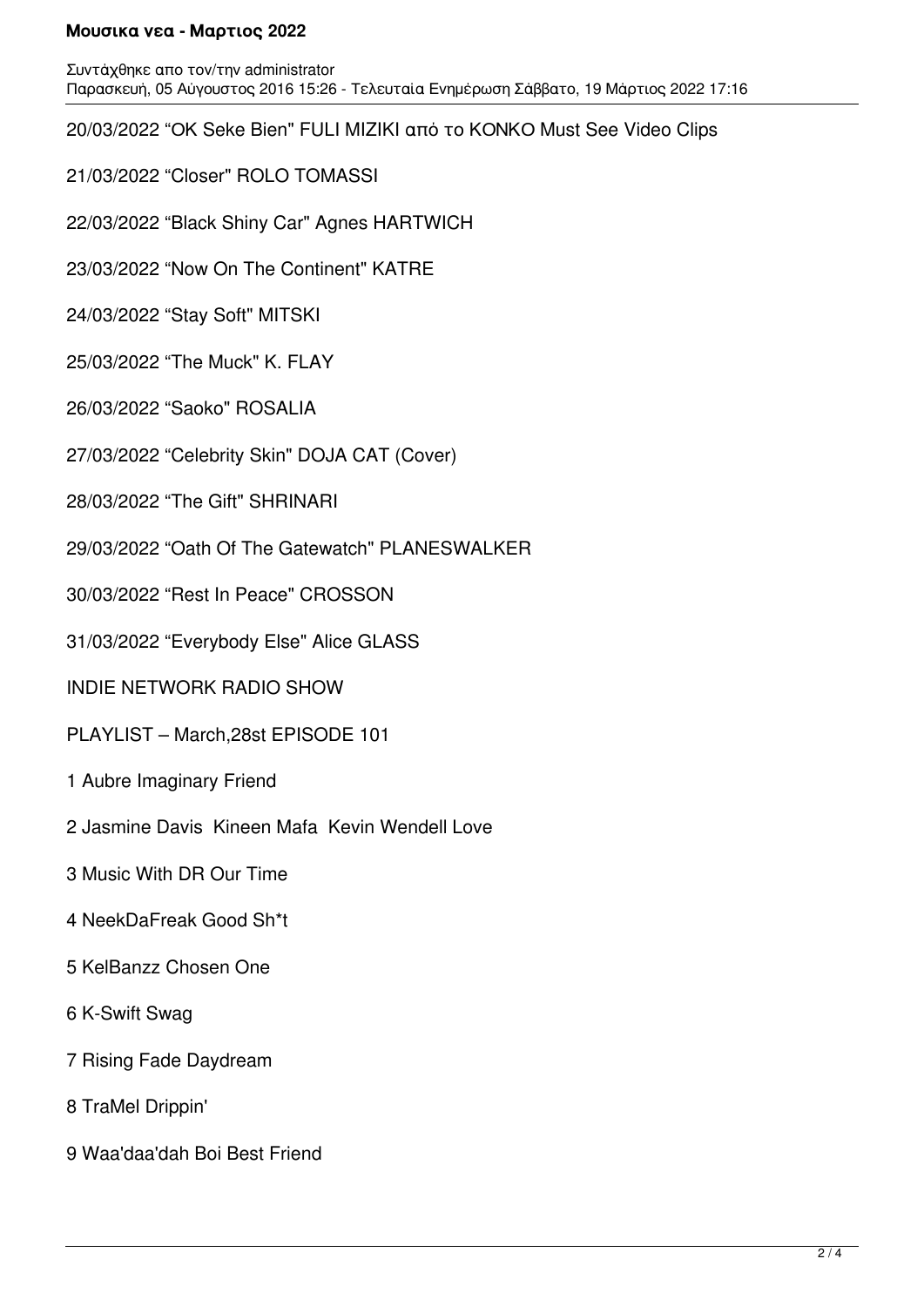20/03/2022 “OK Seke Bien" FULI MIZIKI από το KONKO Must See Video Clips

21/03/2022 “Closer" ROLO TOMASSI

22/03/2022 “Black Shiny Car" Agnes HARTWICH

23/03/2022 “Now On The Continent" KATRE

24/03/2022 “Stay Soft" MITSKI

25/03/2022 “The Muck" K. FLAY

26/03/2022 “Saoko" ROSALIA

27/03/2022 “Celebrity Skin" DOJA CAT (Cover)

28/03/2022 “The Gift" SHRINARI

29/03/2022 “Oath Of The Gatewatch" PLANESWALKER

30/03/2022 “Rest In Peace" CROSSON

31/03/2022 “Everybody Else" Alice GLASS

INDIE NETWORK RADIO SHOW

PLAYLIST – March,28st EPISODE 101

1 Aubre Imaginary Friend

2 Jasmine Davis  Kineen Mafa  Kevin Wendell Love

3 Music With DR Our Time

4 NeekDaFreak Good Sh*t

5 KelBanzz Chosen One

6 K-Swift Swag

7 Rising Fade Daydream

8 TraMel Drippin'

9 Waa'daa'dah Boi Best Friend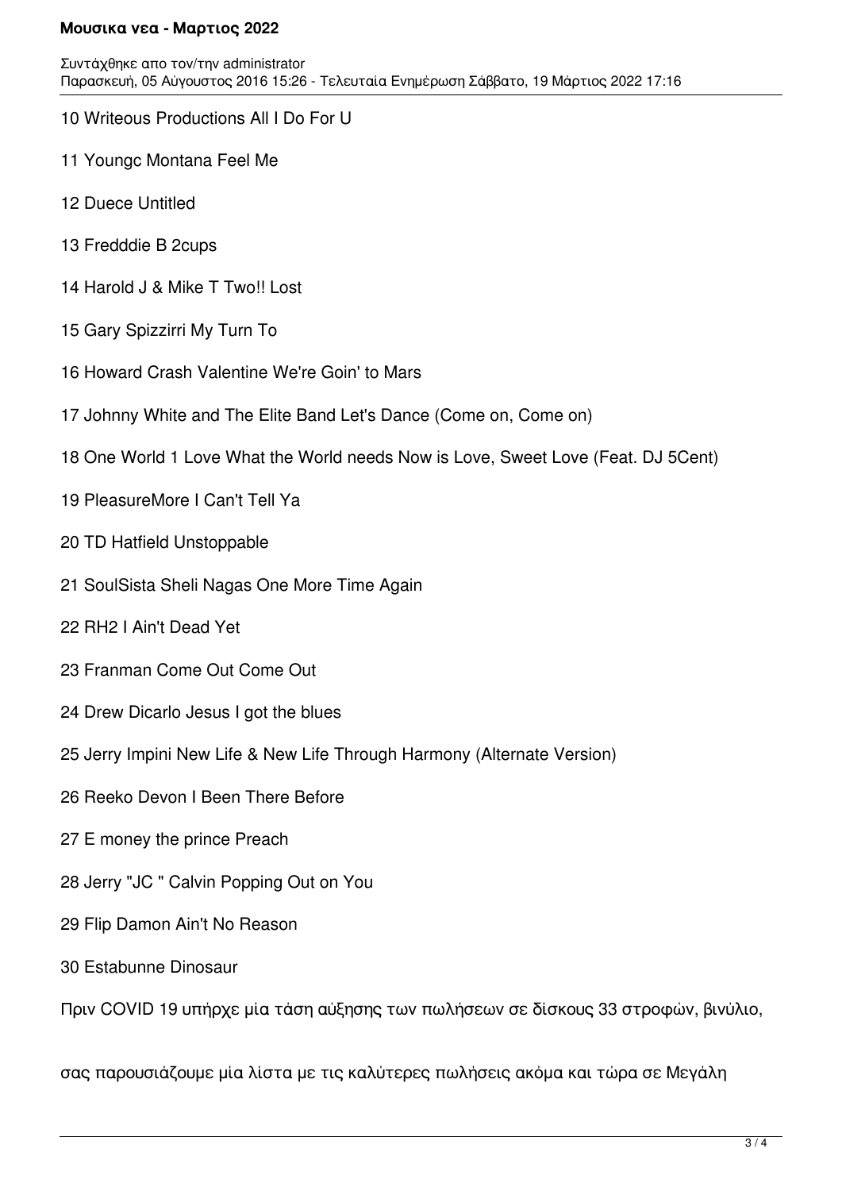10 Writeous Productions All I Do For U

11 Youngc Montana Feel Me

12 Duece Untitled

13 Fredddie B 2cups

14 Harold J & Mike T Two!! Lost

15 Gary Spizzirri My Turn To

16 Howard Crash Valentine We're Goin' to Mars

17 Johnny White and The Elite Band Let's Dance (Come on, Come on)

18 One World 1 Love What the World needs Now is Love, Sweet Love (Feat. DJ 5Cent)

19 PleasureMore I Can't Tell Ya

20 TD Hatfield Unstoppable

21 SoulSista Sheli Nagas One More Time Again

22 RH2 I Ain't Dead Yet

23 Franman Come Out Come Out

24 Drew Dicarlo Jesus I got the blues

25 Jerry Impini New Life & New Life Through Harmony (Alternate Version)

26 Reeko Devon I Been There Before

27 E money the prince Preach

28 Jerry "JC " Calvin Popping Out on You

29 Flip Damon Ain't No Reason

30 Estabunne Dinosaur

Πριν COVID 19 υπήρχε μία τάση αύξησης των πωλήσεων σε δίσκους 33 στροφών, βινύλιο,

σας παρουσιάζουμε μία λίστα με τις καλύτερες πωλήσεις ακόμα και τώρα σε Μεγάλη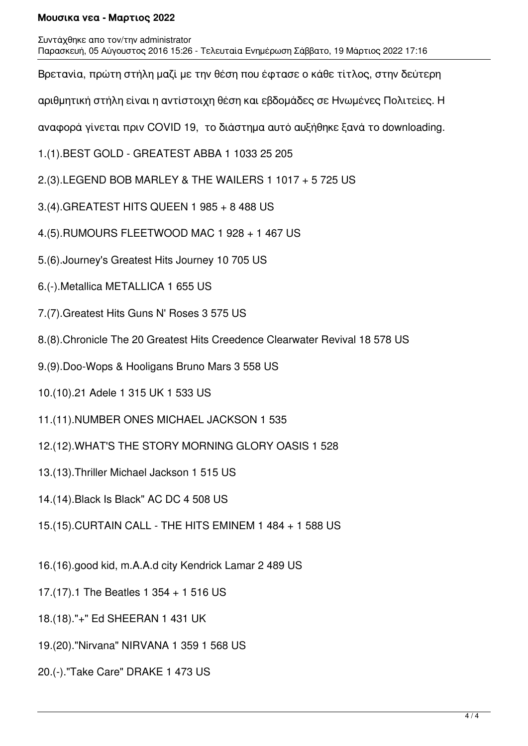Βρετανία, πρώτη στήλη μαζί με την θέση που έφτασε ο κάθε τίτλος, στην δεύτερη αριθμητική στήλη είναι η αντίστοιχη θέση και εβδομάδες σε Ηνωμένες Πολιτείες. Η αναφορά γίνεται πριν COVID 19, το διάστημα αυτό αυξήθηκε ξανά το downloading.

1.(1).BEST GOLD - GREATEST ABBA 1 1033 25 205

2.(3).LEGEND BOB MARLEY & THE WAILERS 1 1017 + 5 725 US

3.(4).GREATEST HITS QUEEN 1 985 + 8 488 US

4.(5).RUMOURS FLEETWOOD MAC 1 928 + 1 467 US

5.(6).Journey's Greatest Hits Journey 10 705 US

6.(-).Metallica METALLICA 1 655 US

7.(7).Greatest Hits Guns N' Roses 3 575 US

8.(8).Chronicle The 20 Greatest Hits Creedence Clearwater Revival 18 578 US

9.(9).Doo-Wops & Hooligans Bruno Mars 3 558 US

10.(10).21 Adele 1 315 UK 1 533 US

11.(11).NUMBER ONES MICHAEL JACKSON 1 535

12.(12).WHAT'S THE STORY MORNING GLORY OASIS 1 528

13.(13).Thriller Michael Jackson 1 515 US

14.(14).Black Is Black" AC DC 4 508 US

15.(15).CURTAIN CALL - THE HITS EMINEM 1 484 + 1 588 US

16.(16).good kid, m.A.A.d city Kendrick Lamar 2 489 US

17.(17).1 The Beatles 1 354 + 1 516 US

18.(18)."+" Ed SHEERAN 1 431 UK

19.(20)."Nirvana" NIRVANA 1 359 1 568 US

20.(-)."Take Care" DRAKE 1 473 US